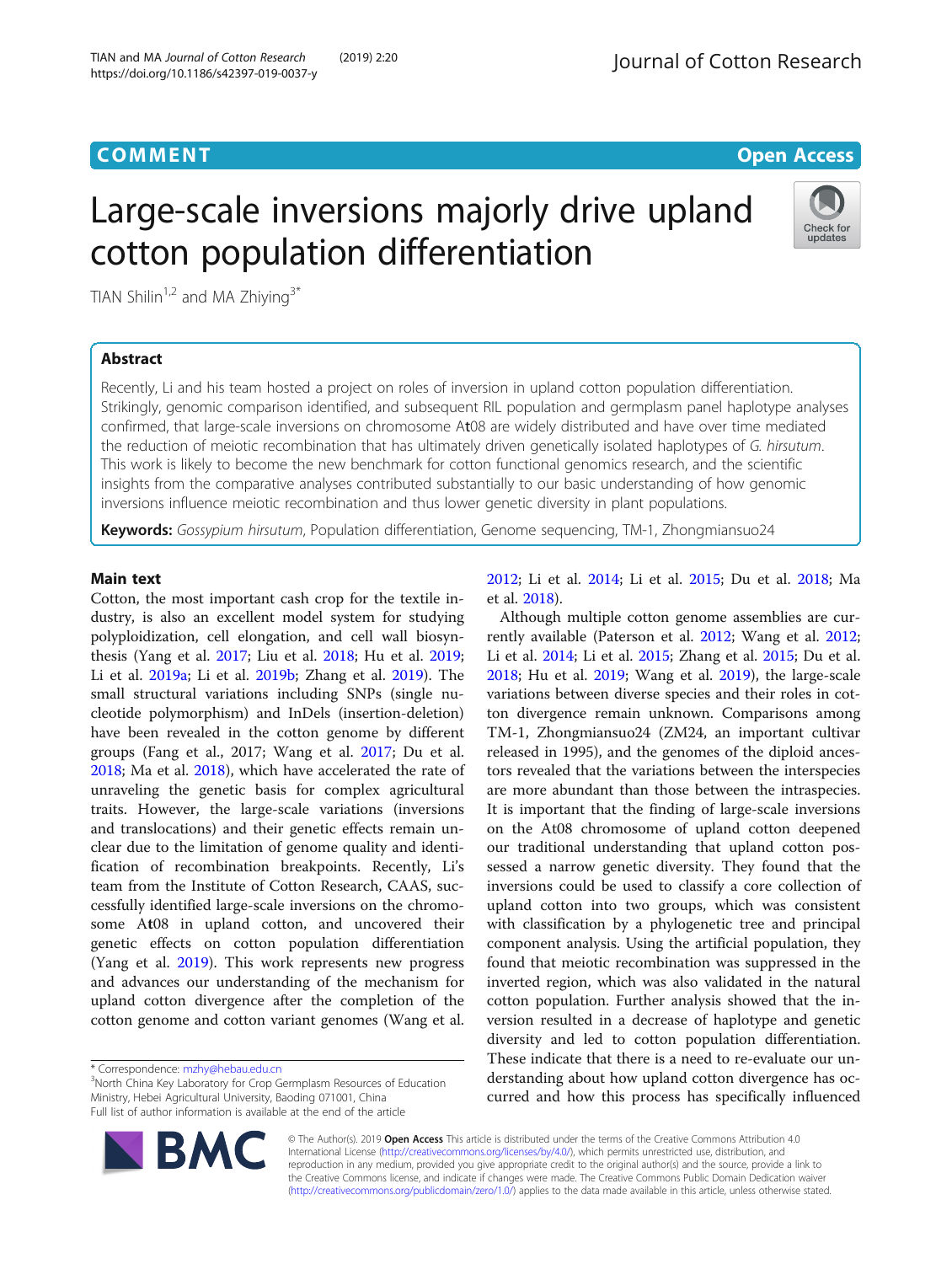COMMENT

Open Access

# Large-scale inversions majorly drive upland cotton population differentiation

TIAN Shilin[1,2] and MA Zhiying[3*]

## Abstract

Recently, Li and his team hosted a project on roles of inversion in upland cotton population differentiation. Strikingly, genomic comparison identified, and subsequent RIL population and germplasm panel haplotype analyses confirmed, that large-scale inversions on chromosome At08 are widely distributed and have over time mediated the reduction of meiotic recombination that has ultimately driven genetically isolated haplotypes of *G. hirsutum*. This work is likely to become the new benchmark for cotton functional genomics research, and the scientific insights from the comparative analyses contributed substantially to our basic understanding of how genomic inversions influence meiotic recombination and thus lower genetic diversity in plant populations.

**Keywords:** *Gossypium hirsutum*, Population differentiation, Genome sequencing, TM-1, Zhongmiansuo24

## Main text

Cotton, the most important cash crop for the textile industry, is also an excellent model system for studying polyploidization, cell elongation, and cell wall biosynthesis (Yang et al. 2017; Liu et al. 2018; Hu et al. 2019; Li et al. 2019a; Li et al. 2019b; Zhang et al. 2019). The small structural variations including SNPs (single nucleotide polymorphism) and InDels (insertion-deletion) have been revealed in the cotton genome by different groups (Fang et al., 2017; Wang et al. 2017; Du et al. 2018; Ma et al. 2018), which have accelerated the rate of unraveling the genetic basis for complex agricultural traits. However, the large-scale variations (inversions and translocations) and their genetic effects remain unclear due to the limitation of genome quality and identification of recombination breakpoints. Recently, Li's team from the Institute of Cotton Research, CAAS, successfully identified large-scale inversions on the chromosome At08 in upland cotton, and uncovered their genetic effects on cotton population differentiation (Yang et al. 2019). This work represents new progress and advances our understanding of the mechanism for upland cotton divergence after the completion of the cotton genome and cotton variant genomes (Wang et al. 2012; Li et al. 2014; Li et al. 2015; Du et al. 2018; Ma et al. 2018).

Although multiple cotton genome assemblies are currently available (Paterson et al. 2012; Wang et al. 2012; Li et al. 2014; Li et al. 2015; Zhang et al. 2015; Du et al. 2018; Hu et al. 2019; Wang et al. 2019), the large-scale variations between diverse species and their roles in cotton divergence remain unknown. Comparisons among TM-1, Zhongmiansuo24 (ZM24, an important cultivar released in 1995), and the genomes of the diploid ancestors revealed that the variations between the interspecies are more abundant than those between the intraspecies. It is important that the finding of large-scale inversions on the At08 chromosome of upland cotton deepened our traditional understanding that upland cotton possessed a narrow genetic diversity. They found that the inversions could be used to classify a core collection of upland cotton into two groups, which was consistent with classification by a phylogenetic tree and principal component analysis. Using the artificial population, they found that meiotic recombination was suppressed in the inverted region, which was also validated in the natural cotton population. Further analysis showed that the inversion resulted in a decrease of haplotype and genetic diversity and led to cotton population differentiation. These indicate that there is a need to re-evaluate our understanding about how upland cotton divergence has occurred and how this process has specifically influenced

* Correspondence: mzhy@hebau.edu.cn
[3]North China Key Laboratory for Crop Germplasm Resources of Education Ministry, Hebei Agricultural University, Baoding 071001, China
Full list of author information is available at the end of the article

© The Author(s). 2019 **Open Access** This article is distributed under the terms of the Creative Commons Attribution 4.0 International License (http://creativecommons.org/licenses/by/4.0/), which permits unrestricted use, distribution, and reproduction in any medium, provided you give appropriate credit to the original author(s) and the source, provide a link to the Creative Commons license, and indicate if changes were made. The Creative Commons Public Domain Dedication waiver (http://creativecommons.org/publicdomain/zero/1.0/) applies to the data made available in this article, unless otherwise stated.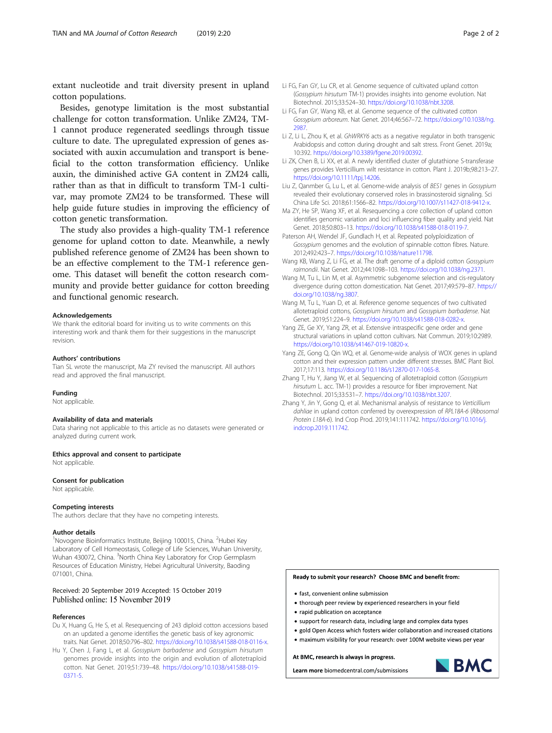extant nucleotide and trait diversity present in upland cotton populations.

Besides, genotype limitation is the most substantial challenge for cotton transformation. Unlike ZM24, TM-1 cannot produce regenerated seedlings through tissue culture to date. The upregulated expression of genes associated with auxin accumulation and transport is beneficial to the cotton transformation efficiency. Unlike auxin, the diminished active GA content in ZM24 calli, rather than as that in difficult to transform TM-1 cultivar, may promote ZM24 to be transformed. These will help guide future studies in improving the efficiency of cotton genetic transformation.

The study also provides a high-quality TM-1 reference genome for upland cotton to date. Meanwhile, a newly published reference genome of ZM24 has been shown to be an effective complement to the TM-1 reference genome. This dataset will benefit the cotton research community and provide better guidance for cotton breeding and functional genomic research.

#### Acknowledgements

We thank the editorial board for inviting us to write comments on this interesting work and thank them for their suggestions in the manuscript revision.

#### Authors' contributions

Tian SL wrote the manuscript, Ma ZY revised the manuscript. All authors read and approved the final manuscript.

#### Funding

Not applicable.

#### Availability of data and materials

Data sharing not applicable to this article as no datasets were generated or analyzed during current work.

#### Ethics approval and consent to participate

Not applicable.

#### Consent for publication

Not applicable.

#### Competing interests

The authors declare that they have no competing interests.

#### Author details

[1]Novogene Bioinformatics Institute, Beijing 100015, China. [2]Hubei Key Laboratory of Cell Homeostasis, College of Life Sciences, Wuhan University, Wuhan 430072, China. [3]North China Key Laboratory for Crop Germplasm Resources of Education Ministry, Hebei Agricultural University, Baoding 071001, China.

Received: 20 September 2019 Accepted: 15 October 2019
Published online: 15 November 2019

#### References

Du X, Huang G, He S, et al. Resequencing of 243 diploid cotton accessions based on an updated a genome identifies the genetic basis of key agronomic traits. Nat Genet. 2018;50:796–802. https://doi.org/10.1038/s41588-018-0116-x.

Hu Y, Chen J, Fang L, et al. *Gossypium barbadense* and *Gossypium hirsutum* genomes provide insights into the origin and evolution of allotetraploid cotton. Nat Genet. 2019;51:739–48. https://doi.org/10.1038/s41588-019-0371-5.

Li FG, Fan GY, Lu CR, et al. Genome sequence of cultivated upland cotton (*Gossypium hirsutum* TM-1) provides insights into genome evolution. Nat Biotechnol. 2015;33:524–30. https://doi.org/10.1038/nbt.3208.

Li FG, Fan GY, Wang KB, et al. Genome sequence of the cultivated cotton *Gossypium arboreum*. Nat Genet. 2014;46:567–72. https://doi.org/10.1038/ng.2987.

Li Z, Li L, Zhou K, et al. *GhWRKY6* acts as a negative regulator in both transgenic Arabidopsis and cotton during drought and salt stress. Front Genet. 2019a; 10:392. https://doi.org/10.3389/fgene.2019.00392.

Li ZK, Chen B, Li XX, et al. A newly identified cluster of glutathione S-transferase genes provides Verticillium wilt resistance in cotton. Plant J. 2019b;98:213–27. https://doi.org/10.1111/tpj.14206.

Liu Z, Qanmber G, Lu L, et al. Genome-wide analysis of *BES1* genes in *Gossypium* revealed their evolutionary conserved roles in brassinosteroid signaling. Sci China Life Sci. 2018;61:1566–82. https://doi.org/10.1007/s11427-018-9412-x.

Ma ZY, He SP, Wang XF, et al. Resequencing a core collection of upland cotton identifies genomic variation and loci influencing fiber quality and yield. Nat Genet. 2018;50:803–13. https://doi.org/10.1038/s41588-018-0119-7.

Paterson AH, Wendel JF, Gundlach H, et al. Repeated polyploidization of *Gossypium* genomes and the evolution of spinnable cotton fibres. Nature. 2012;492:423–7. https://doi.org/10.1038/nature11798.

Wang KB, Wang Z, Li FG, et al. The draft genome of a diploid cotton *Gossypium raimondii*. Nat Genet. 2012;44:1098–103. https://doi.org/10.1038/ng.2371.

Wang M, Tu L, Lin M, et al. Asymmetric subgenome selection and cis-regulatory divergence during cotton domestication. Nat Genet. 2017;49:579–87. https://doi.org/10.1038/ng.3807.

Wang M, Tu L, Yuan D, et al. Reference genome sequences of two cultivated allotetraploid cottons, *Gossypium hirsutum* and *Gossypium barbadense*. Nat Genet. 2019;51:224–9. https://doi.org/10.1038/s41588-018-0282-x.

Yang ZE, Ge XY, Yang ZR, et al. Extensive intraspecific gene order and gene structural variations in upland cotton cultivars. Nat Commun. 2019;10:2989. https://doi.org/10.1038/s41467-019-10820-x.

Yang ZE, Gong Q, Qin WQ, et al. Genome-wide analysis of WOX genes in upland cotton and their expression pattern under different stresses. BMC Plant Biol. 2017;17:113. https://doi.org/10.1186/s12870-017-1065-8.

Zhang T, Hu Y, Jiang W, et al. Sequencing of allotetraploid cotton (*Gossypium hirsutum* L. acc. TM-1) provides a resource for fiber improvement. Nat Biotechnol. 2015;33:531–7. https://doi.org/10.1038/nbt.3207.

Zhang Y, Jin Y, Gong Q, et al. Mechanismal analysis of resistance to *Verticillium dahliae* in upland cotton conferred by overexpression of *RPL18A-6* (*Ribosomal Protein L18A-6*). Ind Crop Prod. 2019;141:111742. https://doi.org/10.1016/j.indcrop.2019.111742.